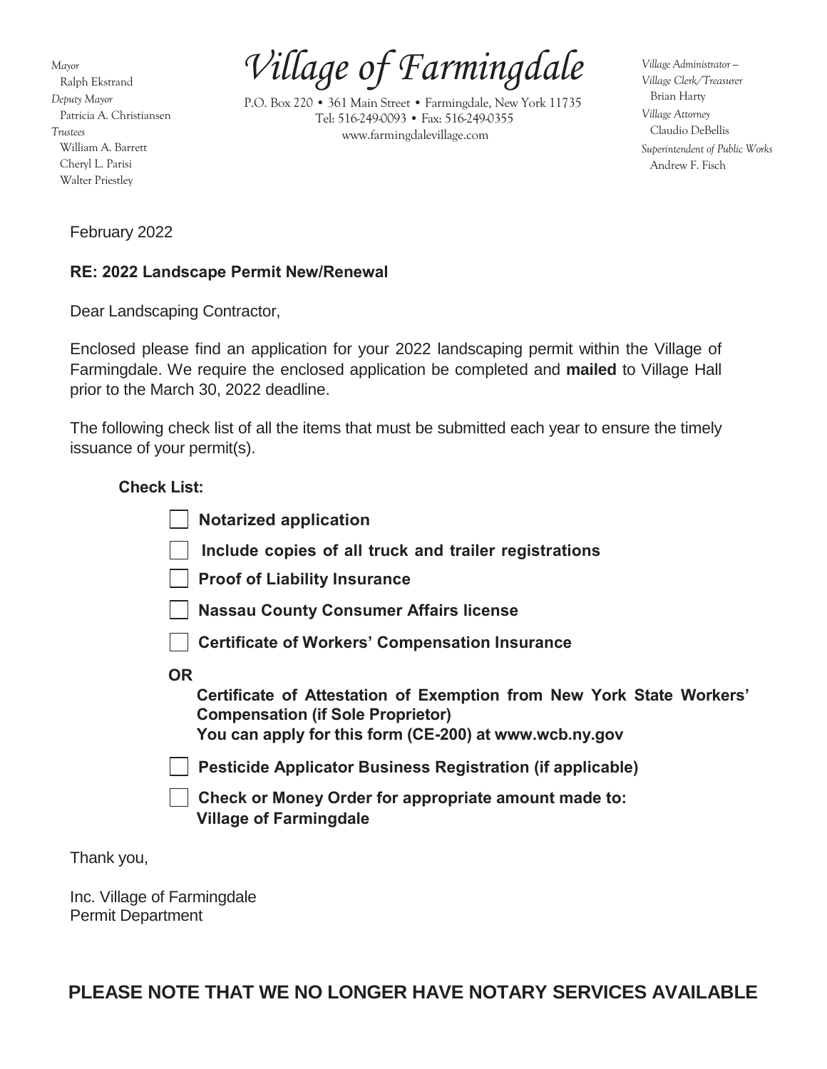# Village of Farmingdale

P.O. Box 220 • 361 Main Street • Farmingdale, New York 11735
Tel: 516-249-0093 • Fax: 516-249-0355
www.farmingdalevillage.com

*Mayor*
Ralph Ekstrand
*Deputy Mayor*
Patricia A. Christiansen
*Trustees*
William A. Barrett
Cheryl L. Parisi
Walter Priestley

*Village Administrator – Village Clerk/Treasurer*
Brian Harty
*Village Attorney*
Claudio DeBellis
*Superintendent of Public Works*
Andrew F. Fisch

February 2022

**RE: 2022 Landscape Permit New/Renewal**

Dear Landscaping Contractor,

Enclosed please find an application for your 2022 landscaping permit within the Village of Farmingdale. We require the enclosed application be completed and **mailed** to Village Hall prior to the March 30, 2022 deadline.

The following check list of all the items that must be submitted each year to ensure the timely issuance of your permit(s).

**Check List:**

- ☐ **Notarized application**
- ☐ **Include copies of all truck and trailer registrations**
- ☐ **Proof of Liability Insurance**
- ☐ **Nassau County Consumer Affairs license**
- ☐ **Certificate of Workers' Compensation Insurance**

**OR**

**Certificate of Attestation of Exemption from New York State Workers' Compensation (if Sole Proprietor)**
**You can apply for this form (CE-200) at www.wcb.ny.gov**

- ☐ **Pesticide Applicator Business Registration (if applicable)**
- ☐ **Check or Money Order for appropriate amount made to: Village of Farmingdale**

Thank you,

Inc. Village of Farmingdale
Permit Department

**PLEASE NOTE THAT WE NO LONGER HAVE NOTARY SERVICES AVAILABLE**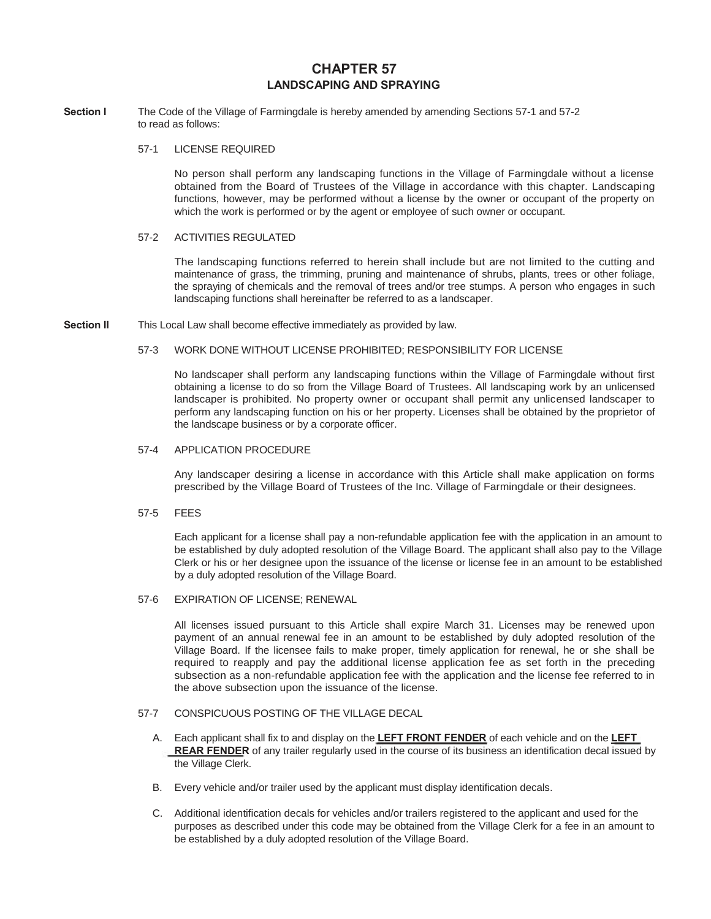# CHAPTER 57
## LANDSCAPING AND SPRAYING

**Section I** The Code of the Village of Farmingdale is hereby amended by amending Sections 57-1 and 57-2 to read as follows:

57-1 LICENSE REQUIRED

No person shall perform any landscaping functions in the Village of Farmingdale without a license obtained from the Board of Trustees of the Village in accordance with this chapter. Landscaping functions, however, may be performed without a license by the owner or occupant of the property on which the work is performed or by the agent or employee of such owner or occupant.

57-2 ACTIVITIES REGULATED

The landscaping functions referred to herein shall include but are not limited to the cutting and maintenance of grass, the trimming, pruning and maintenance of shrubs, plants, trees or other foliage, the spraying of chemicals and the removal of trees and/or tree stumps. A person who engages in such landscaping functions shall hereinafter be referred to as a landscaper.

**Section II** This Local Law shall become effective immediately as provided by law.

57-3 WORK DONE WITHOUT LICENSE PROHIBITED; RESPONSIBILITY FOR LICENSE

No landscaper shall perform any landscaping functions within the Village of Farmingdale without first obtaining a license to do so from the Village Board of Trustees. All landscaping work by an unlicensed landscaper is prohibited. No property owner or occupant shall permit any unlicensed landscaper to perform any landscaping function on his or her property. Licenses shall be obtained by the proprietor of the landscape business or by a corporate officer.

57-4 APPLICATION PROCEDURE

Any landscaper desiring a license in accordance with this Article shall make application on forms prescribed by the Village Board of Trustees of the Inc. Village of Farmingdale or their designees.

57-5 FEES

Each applicant for a license shall pay a non-refundable application fee with the application in an amount to be established by duly adopted resolution of the Village Board. The applicant shall also pay to the Village Clerk or his or her designee upon the issuance of the license or license fee in an amount to be established by a duly adopted resolution of the Village Board.

57-6 EXPIRATION OF LICENSE; RENEWAL

All licenses issued pursuant to this Article shall expire March 31. Licenses may be renewed upon payment of an annual renewal fee in an amount to be established by duly adopted resolution of the Village Board. If the licensee fails to make proper, timely application for renewal, he or she shall be required to reapply and pay the additional license application fee as set forth in the preceding subsection as a non-refundable application fee with the application and the license fee referred to in the above subsection upon the issuance of the license.

57-7 CONSPICUOUS POSTING OF THE VILLAGE DECAL

A. Each applicant shall fix to and display on the **LEFT FRONT FENDER** of each vehicle and on the **LEFT REAR FENDER** of any trailer regularly used in the course of its business an identification decal issued by the Village Clerk.

B. Every vehicle and/or trailer used by the applicant must display identification decals.

C. Additional identification decals for vehicles and/or trailers registered to the applicant and used for the purposes as described under this code may be obtained from the Village Clerk for a fee in an amount to be established by a duly adopted resolution of the Village Board.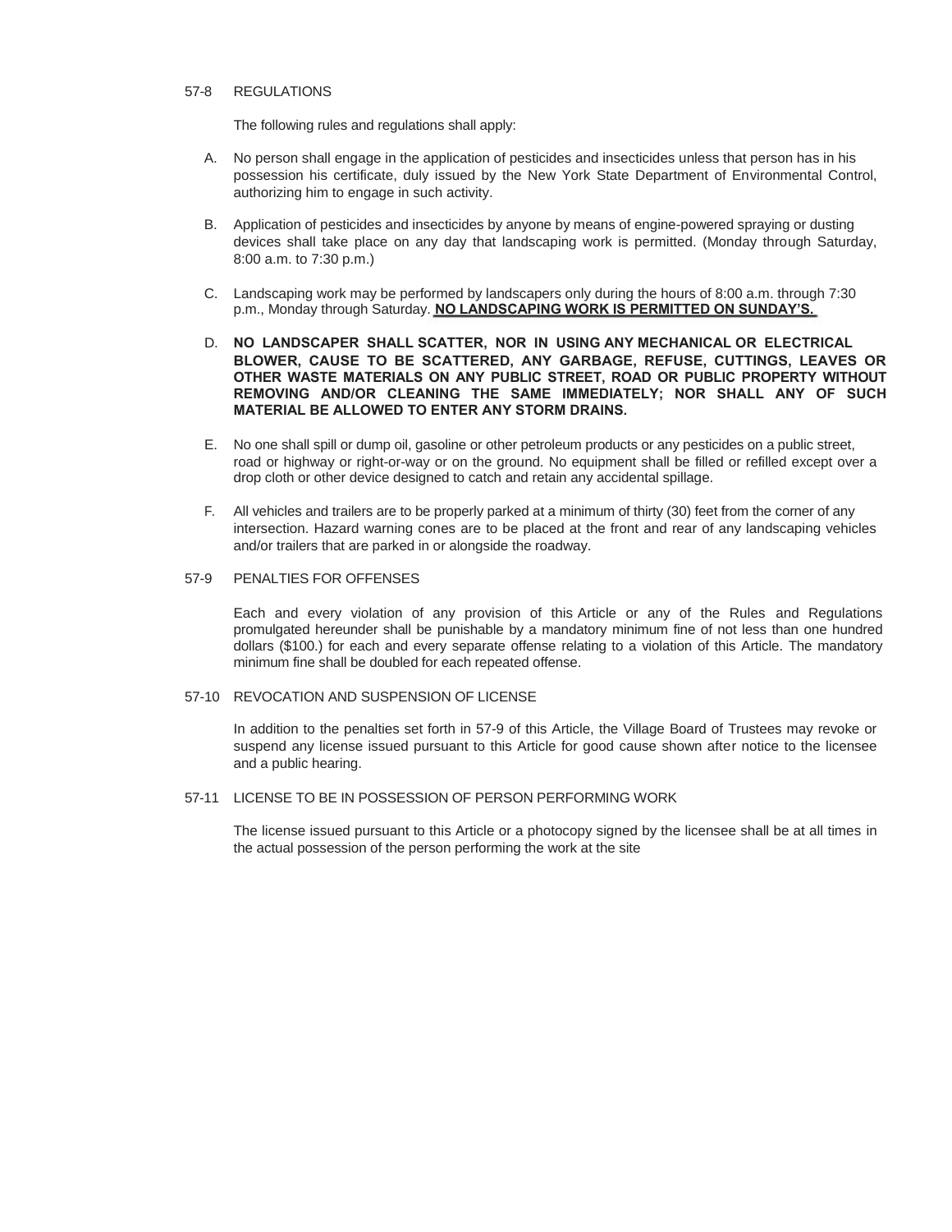## 57-8 REGULATIONS

The following rules and regulations shall apply:

A. No person shall engage in the application of pesticides and insecticides unless that person has in his possession his certificate, duly issued by the New York State Department of Environmental Control, authorizing him to engage in such activity.

B. Application of pesticides and insecticides by anyone by means of engine-powered spraying or dusting devices shall take place on any day that landscaping work is permitted. (Monday through Saturday, 8:00 a.m. to 7:30 p.m.)

C. Landscaping work may be performed by landscapers only during the hours of 8:00 a.m. through 7:30 p.m., Monday through Saturday. **<u>NO LANDSCAPING WORK IS PERMITTED ON SUNDAY'S.</u>**

D. **NO LANDSCAPER SHALL SCATTER, NOR IN USING ANY MECHANICAL OR ELECTRICAL BLOWER, CAUSE TO BE SCATTERED, ANY GARBAGE, REFUSE, CUTTINGS, LEAVES OR OTHER WASTE MATERIALS ON ANY PUBLIC STREET, ROAD OR PUBLIC PROPERTY WITHOUT REMOVING AND/OR CLEANING THE SAME IMMEDIATELY; NOR SHALL ANY OF SUCH MATERIAL BE ALLOWED TO ENTER ANY STORM DRAINS.**

E. No one shall spill or dump oil, gasoline or other petroleum products or any pesticides on a public street, road or highway or right-or-way or on the ground. No equipment shall be filled or refilled except over a drop cloth or other device designed to catch and retain any accidental spillage.

F. All vehicles and trailers are to be properly parked at a minimum of thirty (30) feet from the corner of any intersection. Hazard warning cones are to be placed at the front and rear of any landscaping vehicles and/or trailers that are parked in or alongside the roadway.

## 57-9 PENALTIES FOR OFFENSES

Each and every violation of any provision of this Article or any of the Rules and Regulations promulgated hereunder shall be punishable by a mandatory minimum fine of not less than one hundred dollars ($100.) for each and every separate offense relating to a violation of this Article. The mandatory minimum fine shall be doubled for each repeated offense.

## 57-10 REVOCATION AND SUSPENSION OF LICENSE

In addition to the penalties set forth in 57-9 of this Article, the Village Board of Trustees may revoke or suspend any license issued pursuant to this Article for good cause shown after notice to the licensee and a public hearing.

## 57-11 LICENSE TO BE IN POSSESSION OF PERSON PERFORMING WORK

The license issued pursuant to this Article or a photocopy signed by the licensee shall be at all times in the actual possession of the person performing the work at the site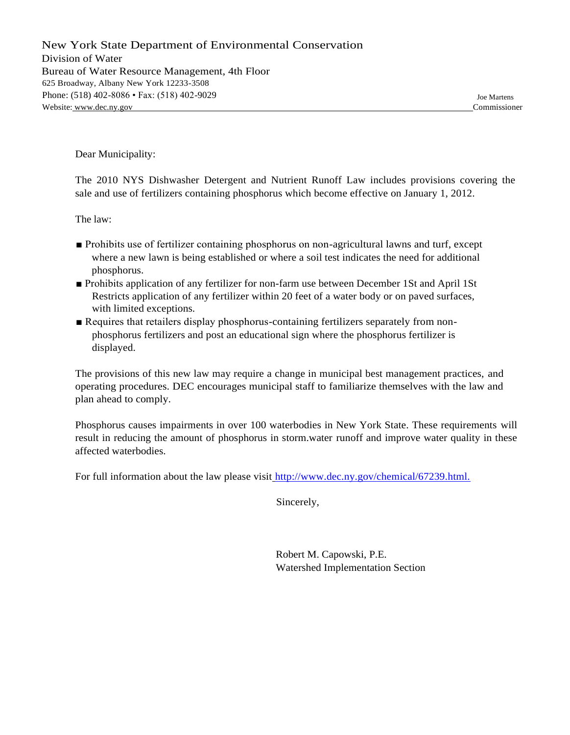New York State Department of Environmental Conservation
Division of Water
Bureau of Water Resource Management, 4th Floor
625 Broadway, Albany New York 12233-3508
Phone: (518) 402-8086 • Fax: (518) 402-9029
Website: www.dec.ny.gov

Joe Martens
Commissioner

Dear Municipality:

The 2010 NYS Dishwasher Detergent and Nutrient Runoff Law includes provisions covering the sale and use of fertilizers containing phosphorus which become effective on January 1, 2012.

The law:

- Prohibits use of fertilizer containing phosphorus on non-agricultural lawns and turf, except where a new lawn is being established or where a soil test indicates the need for additional phosphorus.
- Prohibits application of any fertilizer for non-farm use between December 1St and April 1St Restricts application of any fertilizer within 20 feet of a water body or on paved surfaces, with limited exceptions.
- Requires that retailers display phosphorus-containing fertilizers separately from non-phosphorus fertilizers and post an educational sign where the phosphorus fertilizer is displayed.

The provisions of this new law may require a change in municipal best management practices, and operating procedures. DEC encourages municipal staff to familiarize themselves with the law and plan ahead to comply.

Phosphorus causes impairments in over 100 waterbodies in New York State. These requirements will result in reducing the amount of phosphorus in storm.water runoff and improve water quality in these affected waterbodies.

For full information about the law please visit http://www.dec.ny.gov/chemical/67239.html.

Sincerely,

Robert M. Capowski, P.E.
Watershed Implementation Section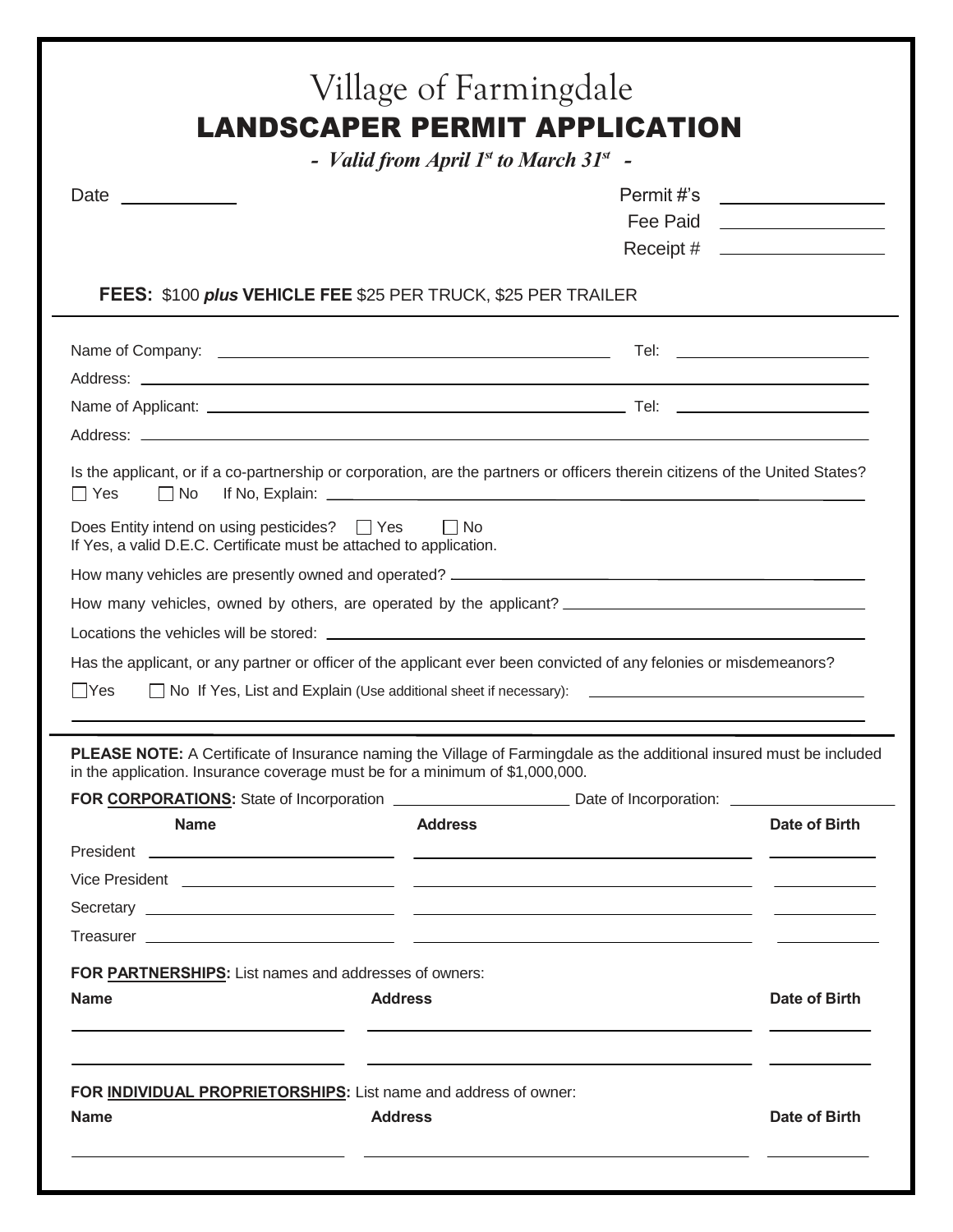# Village of Farmingdale

## LANDSCAPER PERMIT APPLICATION

***- Valid from April 1st to March 31st -***

Date ___________

Permit #'s ______________
Fee Paid ______________
Receipt # ______________

**FEES:** $100 ***plus*** **VEHICLE FEE** $25 PER TRUCK, $25 PER TRAILER

Name of Company: ______________________________ Tel: ______________

Address: ______________________________________________

Name of Applicant: ______________________________ Tel: ______________

Address: ______________________________________________

Is the applicant, or if a co-partnership or corporation, are the partners or officers therein citizens of the United States?
☐ Yes ☐ No If No, Explain: ______________________________

Does Entity intend on using pesticides? ☐ Yes ☐ No
If Yes, a valid D.E.C. Certificate must be attached to application.

How many vehicles are presently owned and operated? ______________________________

How many vehicles, owned by others, are operated by the applicant? ______________________________

Locations the vehicles will be stored: ______________________________

Has the applicant, or any partner or officer of the applicant ever been convicted of any felonies or misdemeanors?

☐ Yes ☐ No If Yes, List and Explain (Use additional sheet if necessary): ______________________________

______________________________________________

**PLEASE NOTE:** A Certificate of Insurance naming the Village of Farmingdale as the additional insured must be included in the application. Insurance coverage must be for a minimum of $1,000,000.

**FOR CORPORATIONS:** State of Incorporation ______________ Date of Incorporation: ______________

| Name | Address | Date of Birth |
| --- | --- | --- |
| President | | |
| Vice President | | |
| Secretary | | |
| Treasurer | | |

**FOR PARTNERSHIPS:** List names and addresses of owners:

| Name | Address | Date of Birth |
| --- | --- | --- |
| | | |
| | | |

**FOR INDIVIDUAL PROPRIETORSHIPS:** List name and address of owner:

| Name | Address | Date of Birth |
| --- | --- | --- |
| | | |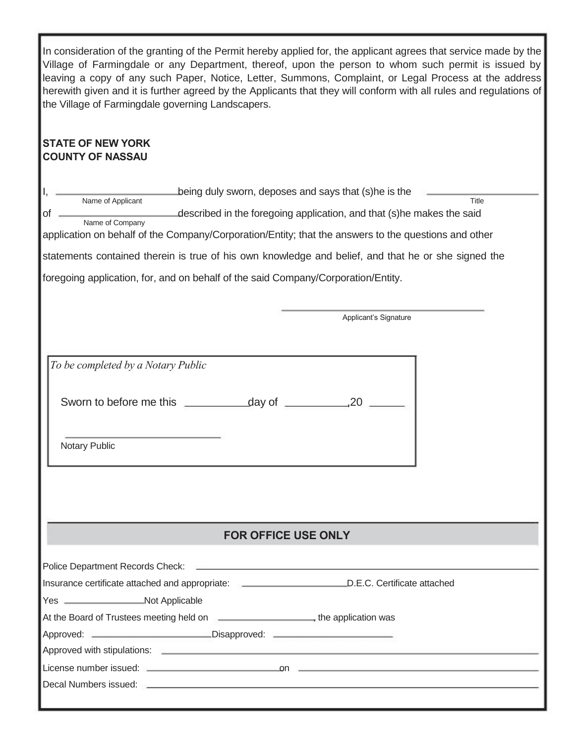In consideration of the granting of the Permit hereby applied for, the applicant agrees that service made by the Village of Farmingdale or any Department, thereof, upon the person to whom such permit is issued by leaving a copy of any such Paper, Notice, Letter, Summons, Complaint, or Legal Process at the address herewith given and it is further agreed by the Applicants that they will conform with all rules and regulations of the Village of Farmingdale governing Landscapers.

**STATE OF NEW YORK**
**COUNTY OF NASSAU**

I, ______________________ being duly sworn, deposes and says that (s)he is the ______________________
(Name of Applicant) (Title)

of ______________________ described in the foregoing application, and that (s)he makes the said
(Name of Company)

application on behalf of the Company/Corporation/Entity; that the answers to the questions and other statements contained therein is true of his own knowledge and belief, and that he or she signed the foregoing application, for, and on behalf of the said Company/Corporation/Entity.

______________________________
Applicant's Signature

*To be completed by a Notary Public*

Sworn to before me this __________ day of __________, 20 ______

______________________________
Notary Public

## FOR OFFICE USE ONLY

Police Department Records Check: ______________________________

Insurance certificate attached and appropriate: ____________________ D.E.C. Certificate attached

Yes ______________ Not Applicable

At the Board of Trustees meeting held on ____________________, the application was

Approved: ______________________ Disapproved: ______________________

Approved with stipulations: ______________________________

License number issued: ______________________ on ______________________

Decal Numbers issued: ______________________________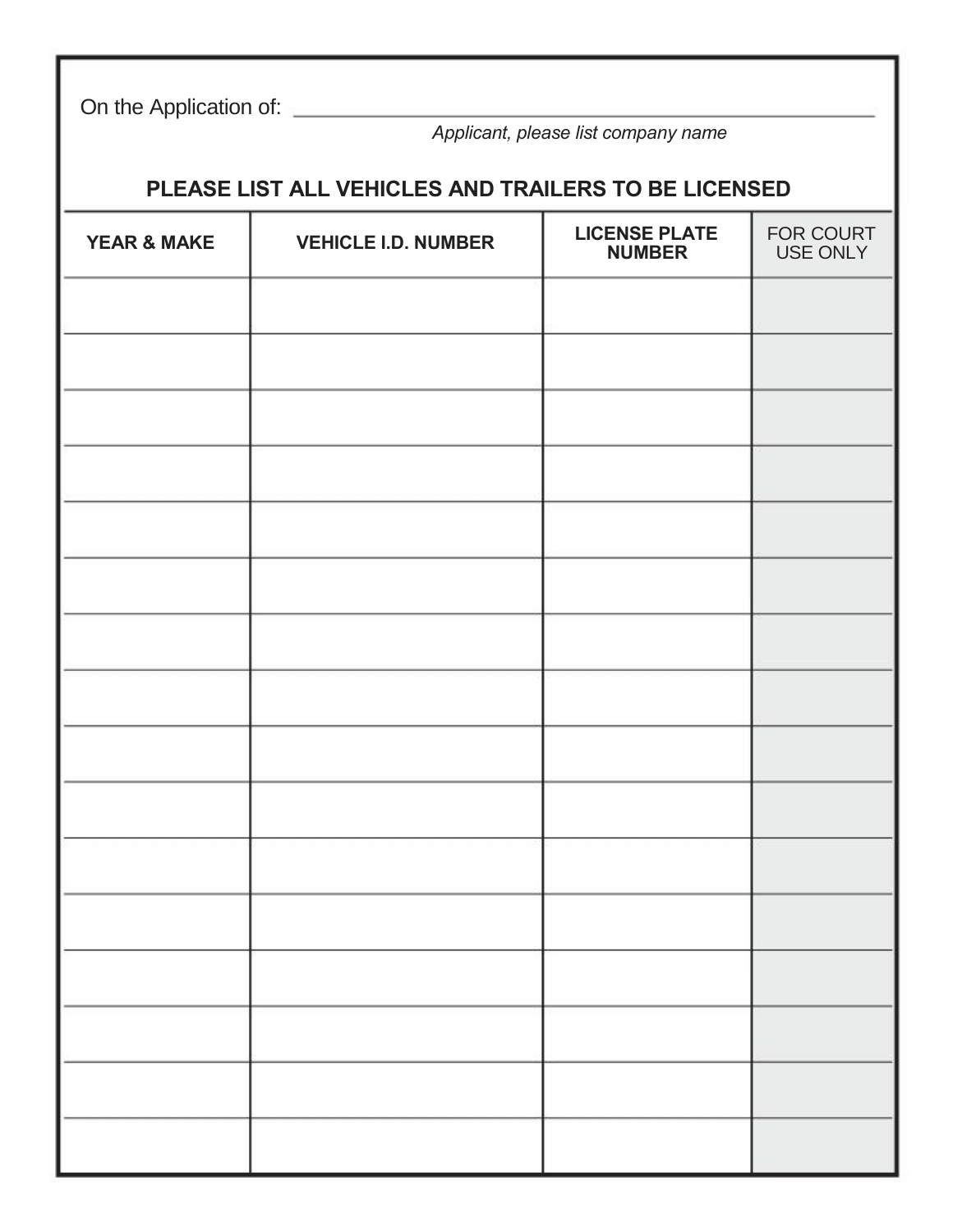On the Application of: ______________________________________________

*Applicant, please list company name*

**PLEASE LIST ALL VEHICLES AND TRAILERS TO BE LICENSED**

| YEAR & MAKE | VEHICLE I.D. NUMBER | LICENSE PLATE NUMBER | FOR COURT USE ONLY |
|---|---|---|---|
| | | | |
| | | | |
| | | | |
| | | | |
| | | | |
| | | | |
| | | | |
| | | | |
| | | | |
| | | | |
| | | | |
| | | | |
| | | | |
| | | | |
| | | | |
| | | | |